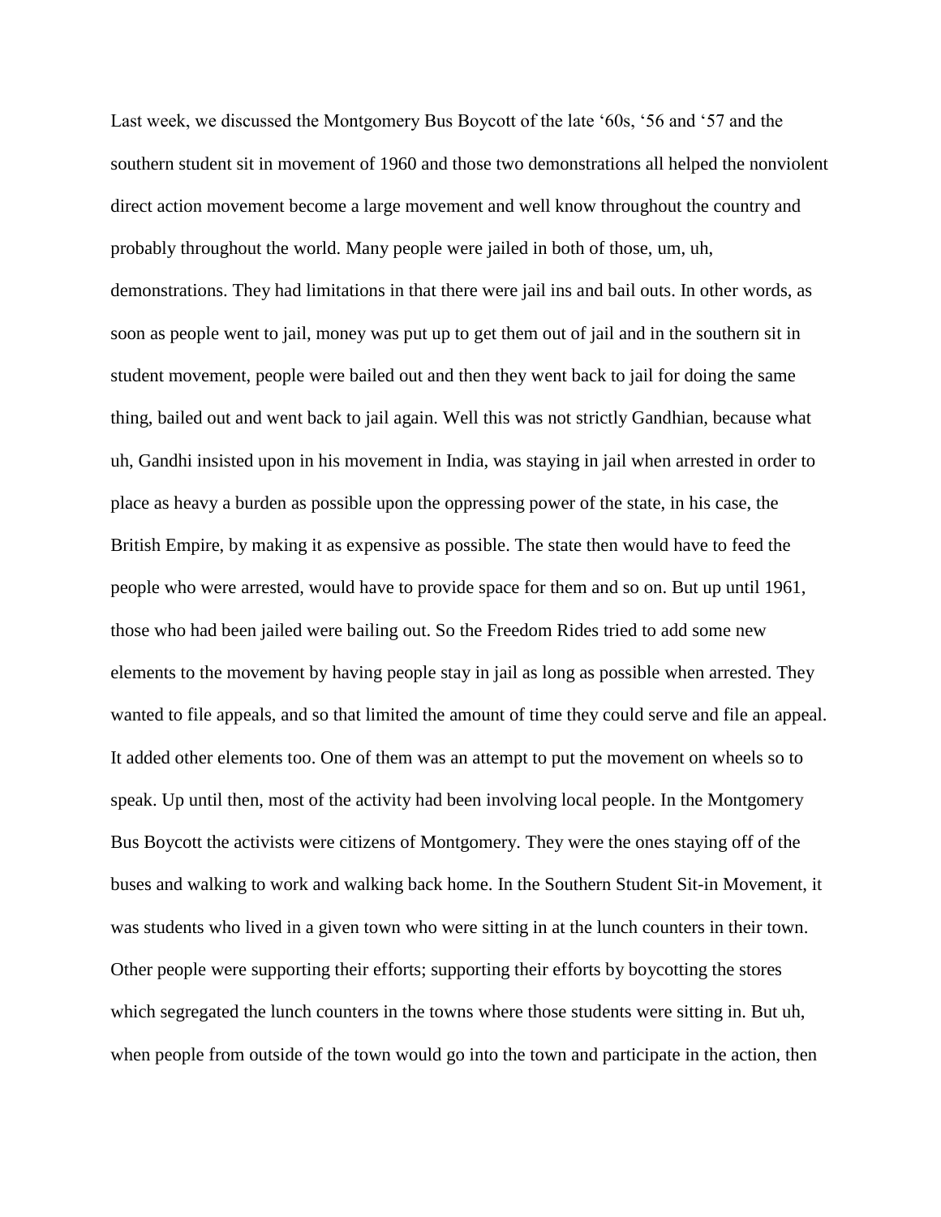Last week, we discussed the Montgomery Bus Boycott of the late '60s, '56 and '57 and the southern student sit in movement of 1960 and those two demonstrations all helped the nonviolent direct action movement become a large movement and well know throughout the country and probably throughout the world. Many people were jailed in both of those, um, uh, demonstrations. They had limitations in that there were jail ins and bail outs. In other words, as soon as people went to jail, money was put up to get them out of jail and in the southern sit in student movement, people were bailed out and then they went back to jail for doing the same thing, bailed out and went back to jail again. Well this was not strictly Gandhian, because what uh, Gandhi insisted upon in his movement in India, was staying in jail when arrested in order to place as heavy a burden as possible upon the oppressing power of the state, in his case, the British Empire, by making it as expensive as possible. The state then would have to feed the people who were arrested, would have to provide space for them and so on. But up until 1961, those who had been jailed were bailing out. So the Freedom Rides tried to add some new elements to the movement by having people stay in jail as long as possible when arrested. They wanted to file appeals, and so that limited the amount of time they could serve and file an appeal. It added other elements too. One of them was an attempt to put the movement on wheels so to speak. Up until then, most of the activity had been involving local people. In the Montgomery Bus Boycott the activists were citizens of Montgomery. They were the ones staying off of the buses and walking to work and walking back home. In the Southern Student Sit-in Movement, it was students who lived in a given town who were sitting in at the lunch counters in their town. Other people were supporting their efforts; supporting their efforts by boycotting the stores which segregated the lunch counters in the towns where those students were sitting in. But uh, when people from outside of the town would go into the town and participate in the action, then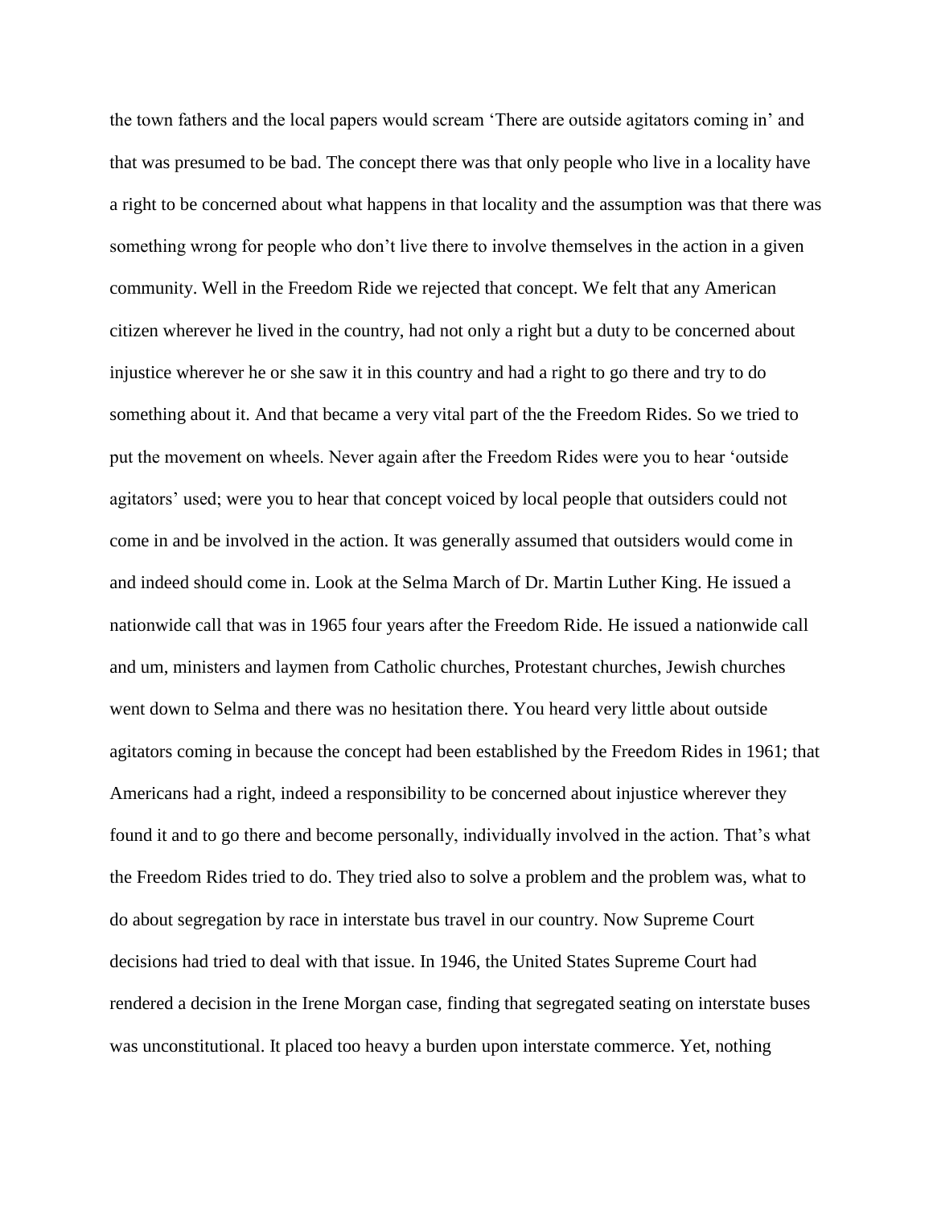the town fathers and the local papers would scream 'There are outside agitators coming in' and that was presumed to be bad. The concept there was that only people who live in a locality have a right to be concerned about what happens in that locality and the assumption was that there was something wrong for people who don't live there to involve themselves in the action in a given community. Well in the Freedom Ride we rejected that concept. We felt that any American citizen wherever he lived in the country, had not only a right but a duty to be concerned about injustice wherever he or she saw it in this country and had a right to go there and try to do something about it. And that became a very vital part of the the Freedom Rides. So we tried to put the movement on wheels. Never again after the Freedom Rides were you to hear 'outside agitators' used; were you to hear that concept voiced by local people that outsiders could not come in and be involved in the action. It was generally assumed that outsiders would come in and indeed should come in. Look at the Selma March of Dr. Martin Luther King. He issued a nationwide call that was in 1965 four years after the Freedom Ride. He issued a nationwide call and um, ministers and laymen from Catholic churches, Protestant churches, Jewish churches went down to Selma and there was no hesitation there. You heard very little about outside agitators coming in because the concept had been established by the Freedom Rides in 1961; that Americans had a right, indeed a responsibility to be concerned about injustice wherever they found it and to go there and become personally, individually involved in the action. That's what the Freedom Rides tried to do. They tried also to solve a problem and the problem was, what to do about segregation by race in interstate bus travel in our country. Now Supreme Court decisions had tried to deal with that issue. In 1946, the United States Supreme Court had rendered a decision in the Irene Morgan case, finding that segregated seating on interstate buses was unconstitutional. It placed too heavy a burden upon interstate commerce. Yet, nothing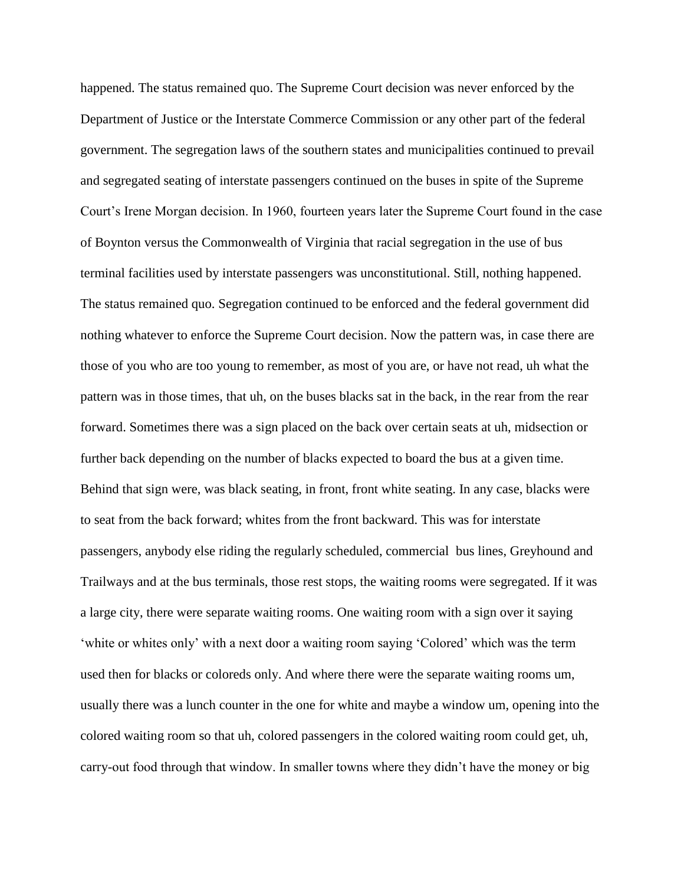happened. The status remained quo. The Supreme Court decision was never enforced by the Department of Justice or the Interstate Commerce Commission or any other part of the federal government. The segregation laws of the southern states and municipalities continued to prevail and segregated seating of interstate passengers continued on the buses in spite of the Supreme Court's Irene Morgan decision. In 1960, fourteen years later the Supreme Court found in the case of Boynton versus the Commonwealth of Virginia that racial segregation in the use of bus terminal facilities used by interstate passengers was unconstitutional. Still, nothing happened. The status remained quo. Segregation continued to be enforced and the federal government did nothing whatever to enforce the Supreme Court decision. Now the pattern was, in case there are those of you who are too young to remember, as most of you are, or have not read, uh what the pattern was in those times, that uh, on the buses blacks sat in the back, in the rear from the rear forward. Sometimes there was a sign placed on the back over certain seats at uh, midsection or further back depending on the number of blacks expected to board the bus at a given time. Behind that sign were, was black seating, in front, front white seating. In any case, blacks were to seat from the back forward; whites from the front backward. This was for interstate passengers, anybody else riding the regularly scheduled, commercial bus lines, Greyhound and Trailways and at the bus terminals, those rest stops, the waiting rooms were segregated. If it was a large city, there were separate waiting rooms. One waiting room with a sign over it saying 'white or whites only' with a next door a waiting room saying 'Colored' which was the term used then for blacks or coloreds only. And where there were the separate waiting rooms um, usually there was a lunch counter in the one for white and maybe a window um, opening into the colored waiting room so that uh, colored passengers in the colored waiting room could get, uh, carry-out food through that window. In smaller towns where they didn't have the money or big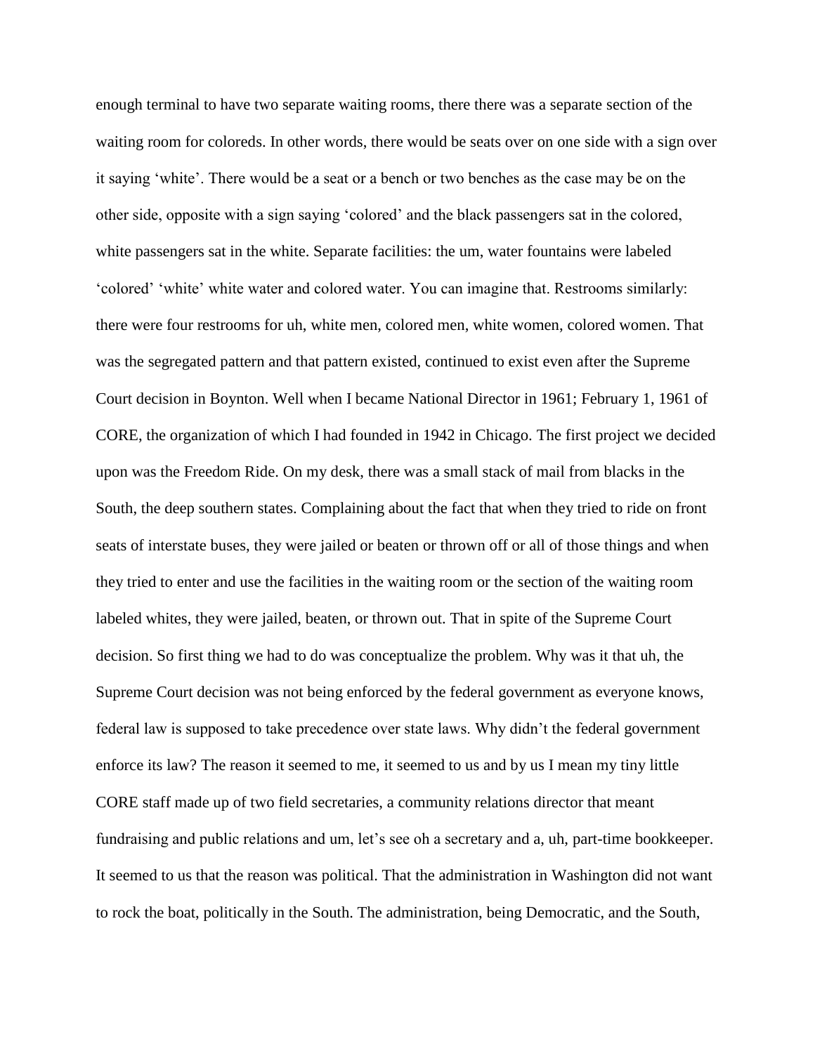enough terminal to have two separate waiting rooms, there there was a separate section of the waiting room for coloreds. In other words, there would be seats over on one side with a sign over it saying 'white'. There would be a seat or a bench or two benches as the case may be on the other side, opposite with a sign saying 'colored' and the black passengers sat in the colored, white passengers sat in the white. Separate facilities: the um, water fountains were labeled 'colored' 'white' white water and colored water. You can imagine that. Restrooms similarly: there were four restrooms for uh, white men, colored men, white women, colored women. That was the segregated pattern and that pattern existed, continued to exist even after the Supreme Court decision in Boynton. Well when I became National Director in 1961; February 1, 1961 of CORE, the organization of which I had founded in 1942 in Chicago. The first project we decided upon was the Freedom Ride. On my desk, there was a small stack of mail from blacks in the South, the deep southern states. Complaining about the fact that when they tried to ride on front seats of interstate buses, they were jailed or beaten or thrown off or all of those things and when they tried to enter and use the facilities in the waiting room or the section of the waiting room labeled whites, they were jailed, beaten, or thrown out. That in spite of the Supreme Court decision. So first thing we had to do was conceptualize the problem. Why was it that uh, the Supreme Court decision was not being enforced by the federal government as everyone knows, federal law is supposed to take precedence over state laws. Why didn't the federal government enforce its law? The reason it seemed to me, it seemed to us and by us I mean my tiny little CORE staff made up of two field secretaries, a community relations director that meant fundraising and public relations and um, let's see oh a secretary and a, uh, part-time bookkeeper. It seemed to us that the reason was political. That the administration in Washington did not want to rock the boat, politically in the South. The administration, being Democratic, and the South,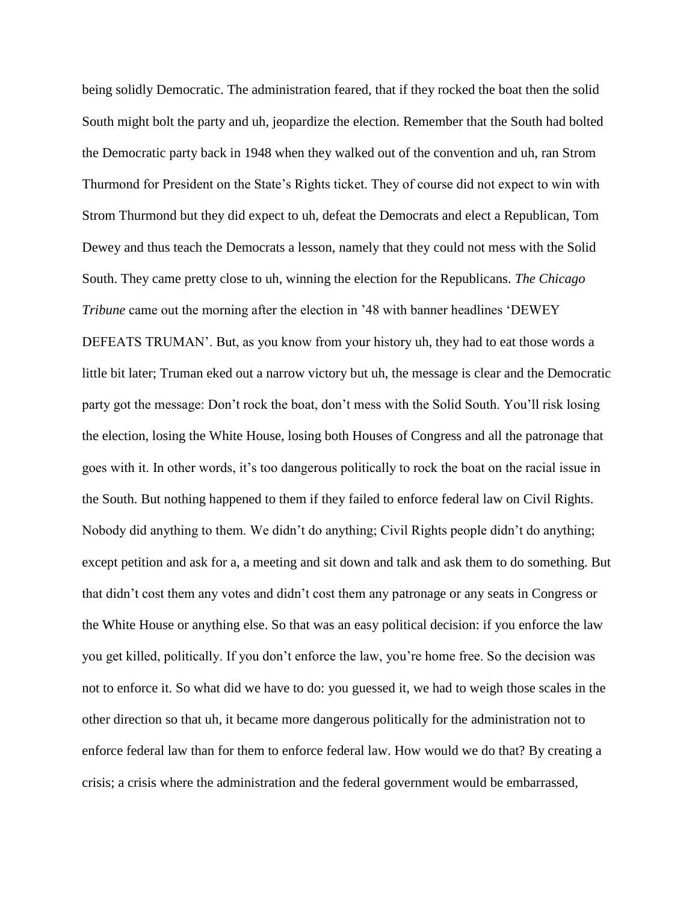being solidly Democratic. The administration feared, that if they rocked the boat then the solid South might bolt the party and uh, jeopardize the election. Remember that the South had bolted the Democratic party back in 1948 when they walked out of the convention and uh, ran Strom Thurmond for President on the State's Rights ticket. They of course did not expect to win with Strom Thurmond but they did expect to uh, defeat the Democrats and elect a Republican, Tom Dewey and thus teach the Democrats a lesson, namely that they could not mess with the Solid South. They came pretty close to uh, winning the election for the Republicans. *The Chicago Tribune* came out the morning after the election in '48 with banner headlines 'DEWEY DEFEATS TRUMAN'. But, as you know from your history uh, they had to eat those words a little bit later; Truman eked out a narrow victory but uh, the message is clear and the Democratic party got the message: Don't rock the boat, don't mess with the Solid South. You'll risk losing the election, losing the White House, losing both Houses of Congress and all the patronage that goes with it. In other words, it's too dangerous politically to rock the boat on the racial issue in the South. But nothing happened to them if they failed to enforce federal law on Civil Rights. Nobody did anything to them. We didn't do anything; Civil Rights people didn't do anything; except petition and ask for a, a meeting and sit down and talk and ask them to do something. But that didn't cost them any votes and didn't cost them any patronage or any seats in Congress or the White House or anything else. So that was an easy political decision: if you enforce the law you get killed, politically. If you don't enforce the law, you're home free. So the decision was not to enforce it. So what did we have to do: you guessed it, we had to weigh those scales in the other direction so that uh, it became more dangerous politically for the administration not to enforce federal law than for them to enforce federal law. How would we do that? By creating a crisis; a crisis where the administration and the federal government would be embarrassed,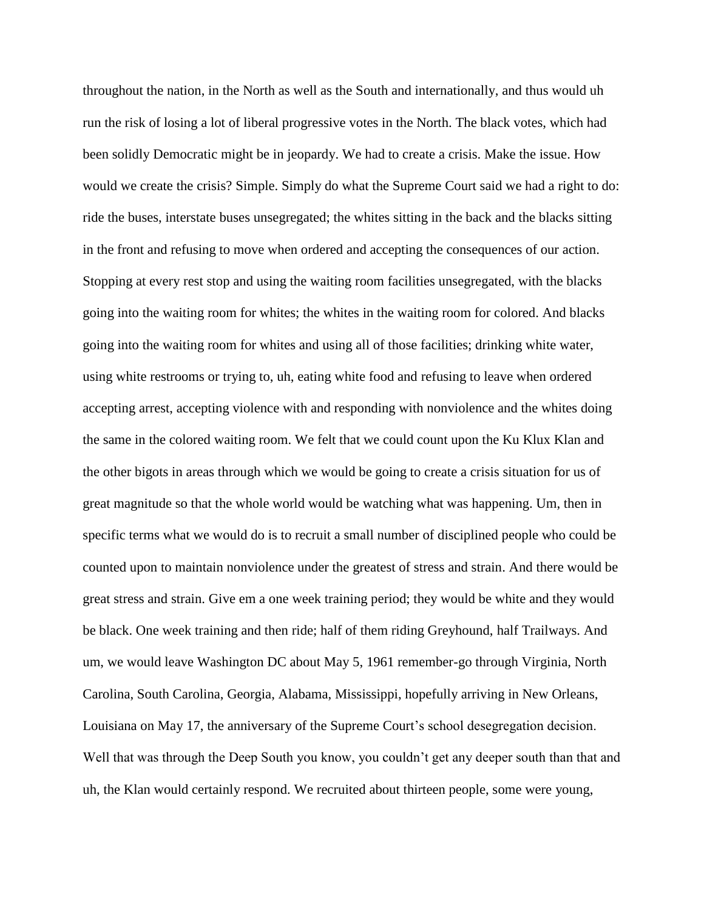throughout the nation, in the North as well as the South and internationally, and thus would uh run the risk of losing a lot of liberal progressive votes in the North. The black votes, which had been solidly Democratic might be in jeopardy. We had to create a crisis. Make the issue. How would we create the crisis? Simple. Simply do what the Supreme Court said we had a right to do: ride the buses, interstate buses unsegregated; the whites sitting in the back and the blacks sitting in the front and refusing to move when ordered and accepting the consequences of our action. Stopping at every rest stop and using the waiting room facilities unsegregated, with the blacks going into the waiting room for whites; the whites in the waiting room for colored. And blacks going into the waiting room for whites and using all of those facilities; drinking white water, using white restrooms or trying to, uh, eating white food and refusing to leave when ordered accepting arrest, accepting violence with and responding with nonviolence and the whites doing the same in the colored waiting room. We felt that we could count upon the Ku Klux Klan and the other bigots in areas through which we would be going to create a crisis situation for us of great magnitude so that the whole world would be watching what was happening. Um, then in specific terms what we would do is to recruit a small number of disciplined people who could be counted upon to maintain nonviolence under the greatest of stress and strain. And there would be great stress and strain. Give em a one week training period; they would be white and they would be black. One week training and then ride; half of them riding Greyhound, half Trailways. And um, we would leave Washington DC about May 5, 1961 remember-go through Virginia, North Carolina, South Carolina, Georgia, Alabama, Mississippi, hopefully arriving in New Orleans, Louisiana on May 17, the anniversary of the Supreme Court's school desegregation decision. Well that was through the Deep South you know, you couldn't get any deeper south than that and uh, the Klan would certainly respond. We recruited about thirteen people, some were young,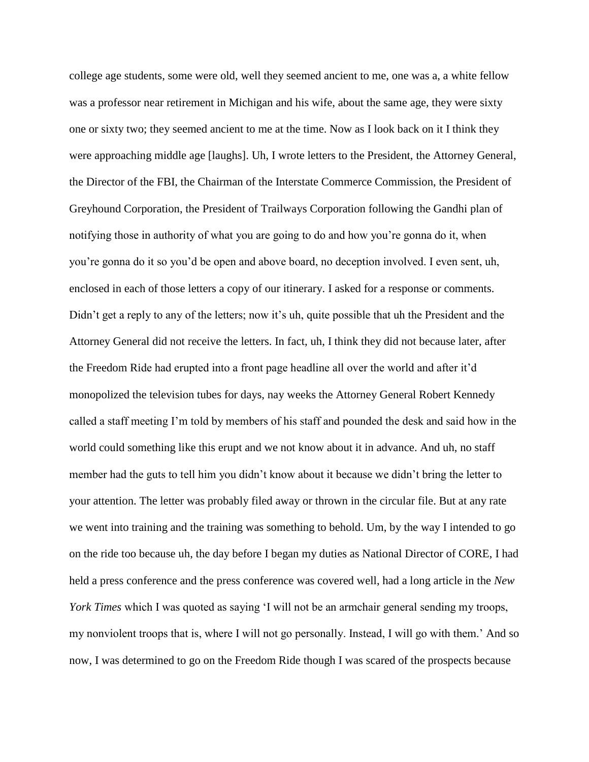college age students, some were old, well they seemed ancient to me, one was a, a white fellow was a professor near retirement in Michigan and his wife, about the same age, they were sixty one or sixty two; they seemed ancient to me at the time. Now as I look back on it I think they were approaching middle age [laughs]. Uh, I wrote letters to the President, the Attorney General, the Director of the FBI, the Chairman of the Interstate Commerce Commission, the President of Greyhound Corporation, the President of Trailways Corporation following the Gandhi plan of notifying those in authority of what you are going to do and how you're gonna do it, when you're gonna do it so you'd be open and above board, no deception involved. I even sent, uh, enclosed in each of those letters a copy of our itinerary. I asked for a response or comments. Didn't get a reply to any of the letters; now it's uh, quite possible that uh the President and the Attorney General did not receive the letters. In fact, uh, I think they did not because later, after the Freedom Ride had erupted into a front page headline all over the world and after it'd monopolized the television tubes for days, nay weeks the Attorney General Robert Kennedy called a staff meeting I'm told by members of his staff and pounded the desk and said how in the world could something like this erupt and we not know about it in advance. And uh, no staff member had the guts to tell him you didn't know about it because we didn't bring the letter to your attention. The letter was probably filed away or thrown in the circular file. But at any rate we went into training and the training was something to behold. Um, by the way I intended to go on the ride too because uh, the day before I began my duties as National Director of CORE, I had held a press conference and the press conference was covered well, had a long article in the *New York Times* which I was quoted as saying 'I will not be an armchair general sending my troops, my nonviolent troops that is, where I will not go personally. Instead, I will go with them.' And so now, I was determined to go on the Freedom Ride though I was scared of the prospects because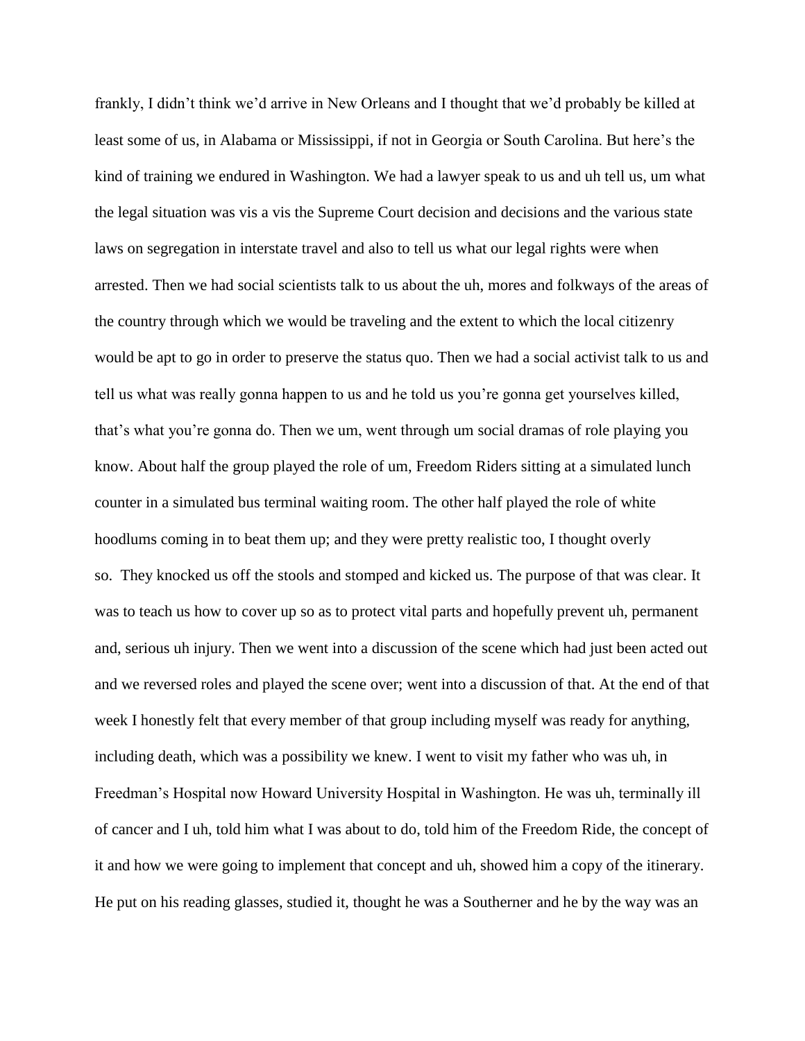frankly, I didn't think we'd arrive in New Orleans and I thought that we'd probably be killed at least some of us, in Alabama or Mississippi, if not in Georgia or South Carolina. But here's the kind of training we endured in Washington. We had a lawyer speak to us and uh tell us, um what the legal situation was vis a vis the Supreme Court decision and decisions and the various state laws on segregation in interstate travel and also to tell us what our legal rights were when arrested. Then we had social scientists talk to us about the uh, mores and folkways of the areas of the country through which we would be traveling and the extent to which the local citizenry would be apt to go in order to preserve the status quo. Then we had a social activist talk to us and tell us what was really gonna happen to us and he told us you're gonna get yourselves killed, that's what you're gonna do. Then we um, went through um social dramas of role playing you know. About half the group played the role of um, Freedom Riders sitting at a simulated lunch counter in a simulated bus terminal waiting room. The other half played the role of white hoodlums coming in to beat them up; and they were pretty realistic too, I thought overly so. They knocked us off the stools and stomped and kicked us. The purpose of that was clear. It was to teach us how to cover up so as to protect vital parts and hopefully prevent uh, permanent and, serious uh injury. Then we went into a discussion of the scene which had just been acted out and we reversed roles and played the scene over; went into a discussion of that. At the end of that week I honestly felt that every member of that group including myself was ready for anything, including death, which was a possibility we knew. I went to visit my father who was uh, in Freedman's Hospital now Howard University Hospital in Washington. He was uh, terminally ill of cancer and I uh, told him what I was about to do, told him of the Freedom Ride, the concept of it and how we were going to implement that concept and uh, showed him a copy of the itinerary. He put on his reading glasses, studied it, thought he was a Southerner and he by the way was an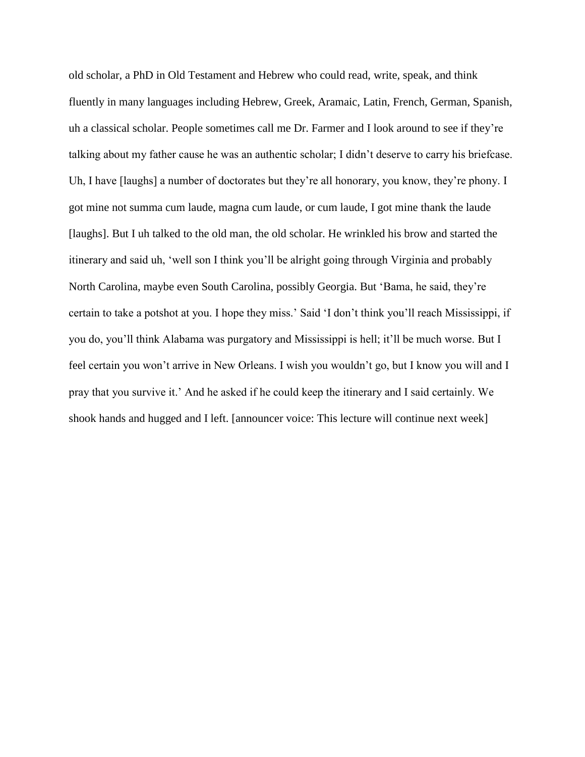old scholar, a PhD in Old Testament and Hebrew who could read, write, speak, and think fluently in many languages including Hebrew, Greek, Aramaic, Latin, French, German, Spanish, uh a classical scholar. People sometimes call me Dr. Farmer and I look around to see if they're talking about my father cause he was an authentic scholar; I didn't deserve to carry his briefcase. Uh, I have [laughs] a number of doctorates but they're all honorary, you know, they're phony. I got mine not summa cum laude, magna cum laude, or cum laude, I got mine thank the laude [laughs]. But I uh talked to the old man, the old scholar. He wrinkled his brow and started the itinerary and said uh, 'well son I think you'll be alright going through Virginia and probably North Carolina, maybe even South Carolina, possibly Georgia. But 'Bama, he said, they're certain to take a potshot at you. I hope they miss.' Said 'I don't think you'll reach Mississippi, if you do, you'll think Alabama was purgatory and Mississippi is hell; it'll be much worse. But I feel certain you won't arrive in New Orleans. I wish you wouldn't go, but I know you will and I pray that you survive it.' And he asked if he could keep the itinerary and I said certainly. We shook hands and hugged and I left. [announcer voice: This lecture will continue next week]